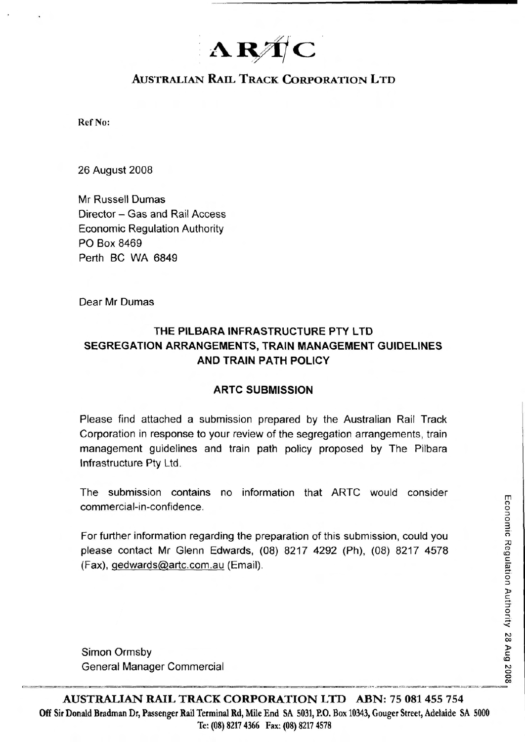# ARTC

## AUSTRALIAN RAIL TRACK CORPORATION LTD

Ref No:

26 August 2008

Mr Russell Dumas
Director – Gas and Rail Access
Economic Regulation Authority
PO Box 8469
Perth BC WA 6849

Dear Mr Dumas

**THE PILBARA INFRASTRUCTURE PTY LTD**
**SEGREGATION ARRANGEMENTS, TRAIN MANAGEMENT GUIDELINES AND TRAIN PATH POLICY**

**ARTC SUBMISSION**

Please find attached a submission prepared by the Australian Rail Track Corporation in response to your review of the segregation arrangements, train management guidelines and train path policy proposed by The Pilbara Infrastructure Pty Ltd.

The submission contains no information that ARTC would consider commercial-in-confidence.

For further information regarding the preparation of this submission, could you please contact Mr Glenn Edwards, (08) 8217 4292 (Ph), (08) 8217 4578 (Fax), gedwards@artc.com.au (Email).

Simon Ormsby
General Manager Commercial

Economic Regulation Authority 28 Aug 2008

**AUSTRALIAN RAIL TRACK CORPORATION LTD ABN: 75 081 455 754**
Off Sir Donald Bradman Dr, Passenger Rail Terminal Rd, Mile End SA 5031, P.O. Box 10343, Gouger Street, Adelaide SA 5000
Te: (08) 8217 4366 Fax: (08) 8217 4578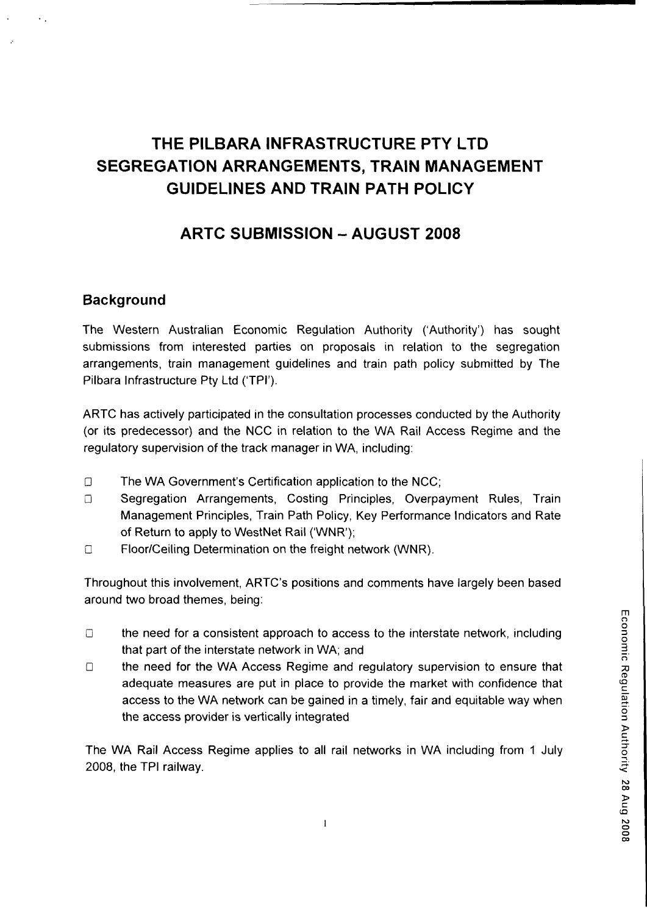# THE PILBARA INFRASTRUCTURE PTY LTD SEGREGATION ARRANGEMENTS, TRAIN MANAGEMENT GUIDELINES AND TRAIN PATH POLICY

## ARTC SUBMISSION – AUGUST 2008

### Background

The Western Australian Economic Regulation Authority ('Authority') has sought submissions from interested parties on proposals in relation to the segregation arrangements, train management guidelines and train path policy submitted by The Pilbara Infrastructure Pty Ltd ('TPI').

ARTC has actively participated in the consultation processes conducted by the Authority (or its predecessor) and the NCC in relation to the WA Rail Access Regime and the regulatory supervision of the track manager in WA, including:

- The WA Government's Certification application to the NCC;
- Segregation Arrangements, Costing Principles, Overpayment Rules, Train Management Principles, Train Path Policy, Key Performance Indicators and Rate of Return to apply to WestNet Rail ('WNR');
- Floor/Ceiling Determination on the freight network (WNR).

Throughout this involvement, ARTC's positions and comments have largely been based around two broad themes, being:

- the need for a consistent approach to access to the interstate network, including that part of the interstate network in WA; and
- the need for the WA Access Regime and regulatory supervision to ensure that adequate measures are put in place to provide the market with confidence that access to the WA network can be gained in a timely, fair and equitable way when the access provider is vertically integrated

The WA Rail Access Regime applies to all rail networks in WA including from 1 July 2008, the TPI railway.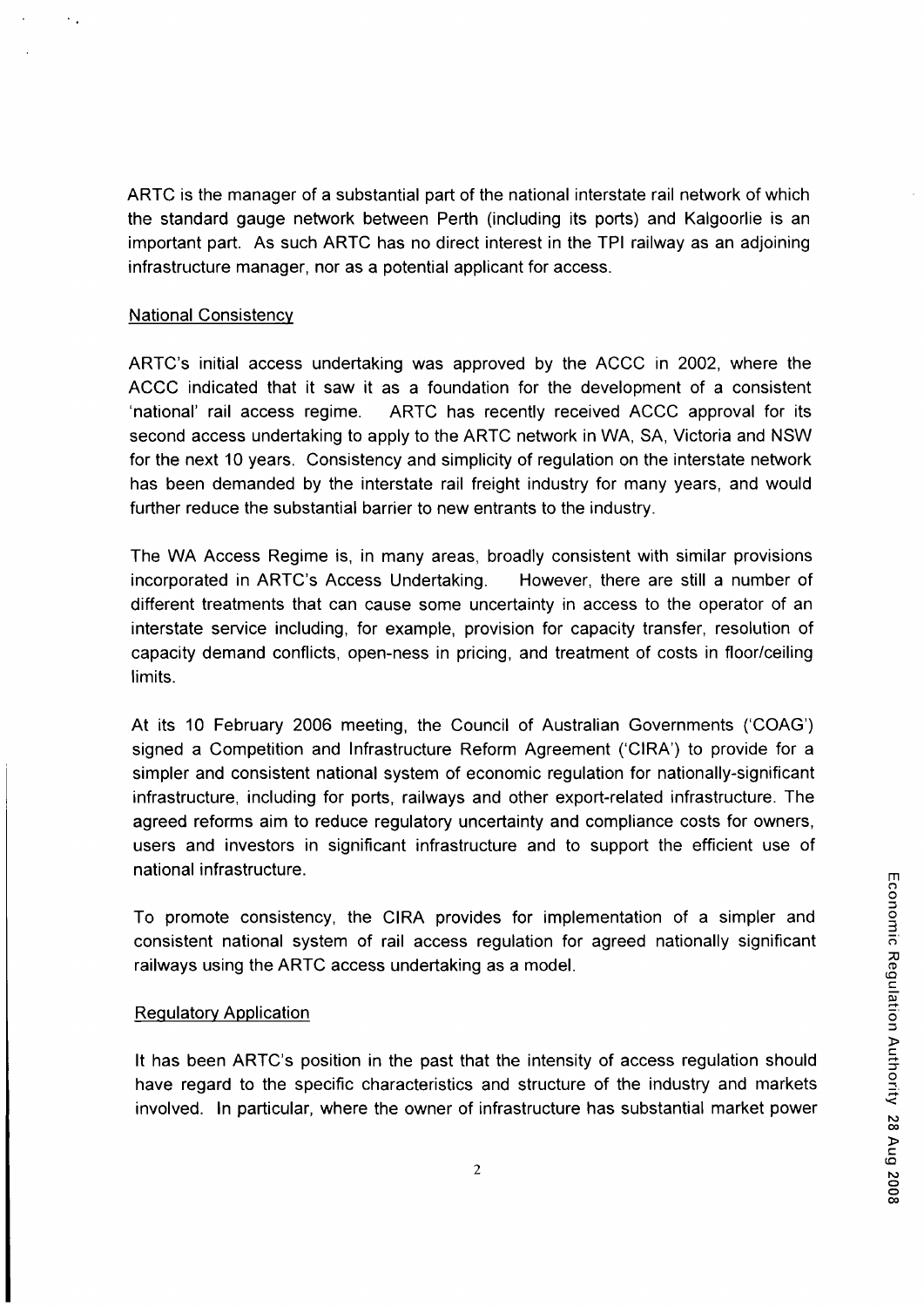ARTC is the manager of a substantial part of the national interstate rail network of which the standard gauge network between Perth (including its ports) and Kalgoorlie is an important part. As such ARTC has no direct interest in the TPI railway as an adjoining infrastructure manager, nor as a potential applicant for access.

## National Consistency

ARTC's initial access undertaking was approved by the ACCC in 2002, where the ACCC indicated that it saw it as a foundation for the development of a consistent 'national' rail access regime. ARTC has recently received ACCC approval for its second access undertaking to apply to the ARTC network in WA, SA, Victoria and NSW for the next 10 years. Consistency and simplicity of regulation on the interstate network has been demanded by the interstate rail freight industry for many years, and would further reduce the substantial barrier to new entrants to the industry.

The WA Access Regime is, in many areas, broadly consistent with similar provisions incorporated in ARTC's Access Undertaking. However, there are still a number of different treatments that can cause some uncertainty in access to the operator of an interstate service including, for example, provision for capacity transfer, resolution of capacity demand conflicts, open-ness in pricing, and treatment of costs in floor/ceiling limits.

At its 10 February 2006 meeting, the Council of Australian Governments ('COAG') signed a Competition and Infrastructure Reform Agreement ('CIRA') to provide for a simpler and consistent national system of economic regulation for nationally-significant infrastructure, including for ports, railways and other export-related infrastructure. The agreed reforms aim to reduce regulatory uncertainty and compliance costs for owners, users and investors in significant infrastructure and to support the efficient use of national infrastructure.

To promote consistency, the CIRA provides for implementation of a simpler and consistent national system of rail access regulation for agreed nationally significant railways using the ARTC access undertaking as a model.

## Regulatory Application

It has been ARTC's position in the past that the intensity of access regulation should have regard to the specific characteristics and structure of the industry and markets involved. In particular, where the owner of infrastructure has substantial market power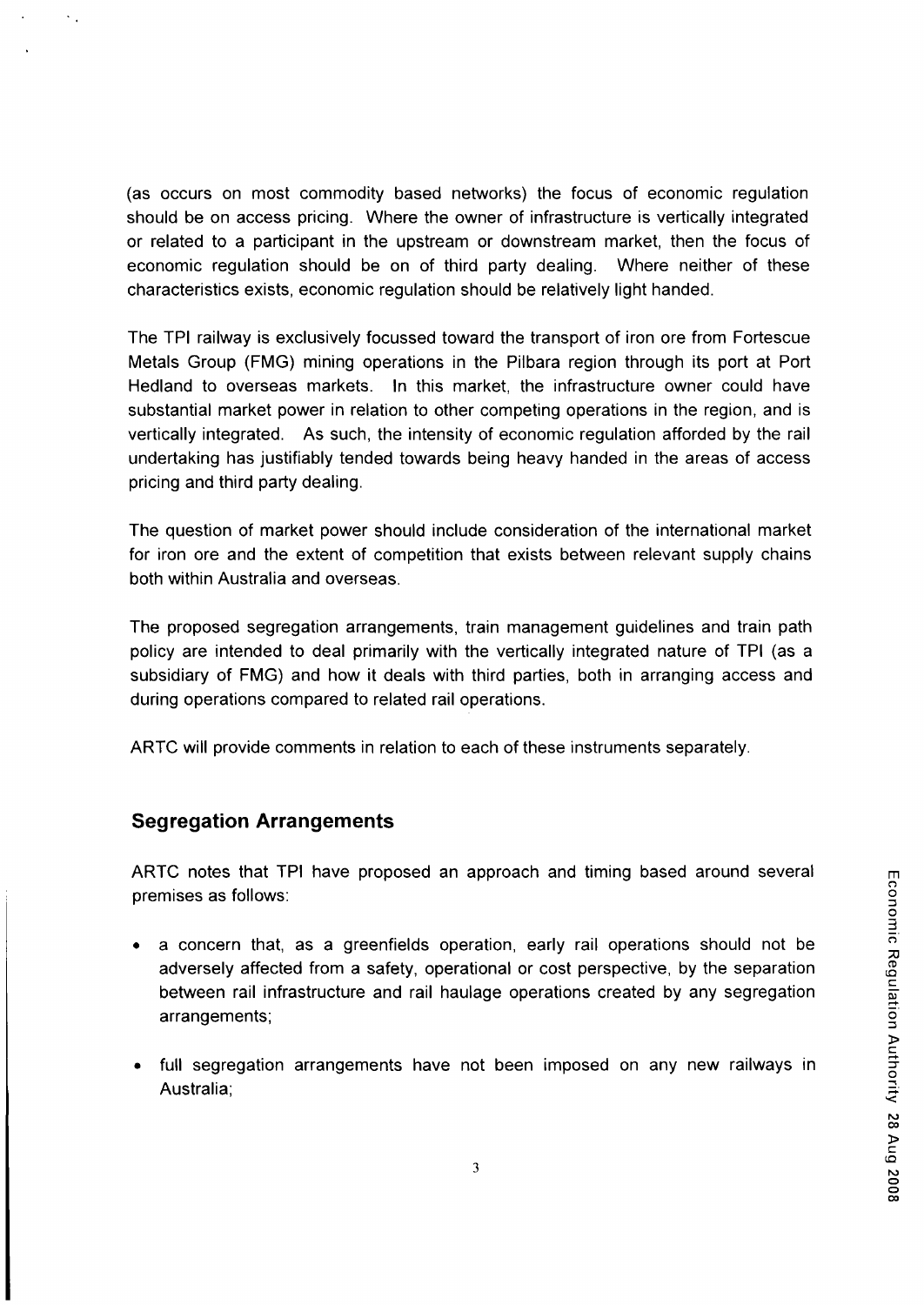(as occurs on most commodity based networks) the focus of economic regulation should be on access pricing. Where the owner of infrastructure is vertically integrated or related to a participant in the upstream or downstream market, then the focus of economic regulation should be on of third party dealing. Where neither of these characteristics exists, economic regulation should be relatively light handed.

The TPI railway is exclusively focussed toward the transport of iron ore from Fortescue Metals Group (FMG) mining operations in the Pilbara region through its port at Port Hedland to overseas markets. In this market, the infrastructure owner could have substantial market power in relation to other competing operations in the region, and is vertically integrated. As such, the intensity of economic regulation afforded by the rail undertaking has justifiably tended towards being heavy handed in the areas of access pricing and third party dealing.

The question of market power should include consideration of the international market for iron ore and the extent of competition that exists between relevant supply chains both within Australia and overseas.

The proposed segregation arrangements, train management guidelines and train path policy are intended to deal primarily with the vertically integrated nature of TPI (as a subsidiary of FMG) and how it deals with third parties, both in arranging access and during operations compared to related rail operations.

ARTC will provide comments in relation to each of these instruments separately.

## Segregation Arrangements

ARTC notes that TPI have proposed an approach and timing based around several premises as follows:

- a concern that, as a greenfields operation, early rail operations should not be adversely affected from a safety, operational or cost perspective, by the separation between rail infrastructure and rail haulage operations created by any segregation arrangements;
- full segregation arrangements have not been imposed on any new railways in Australia;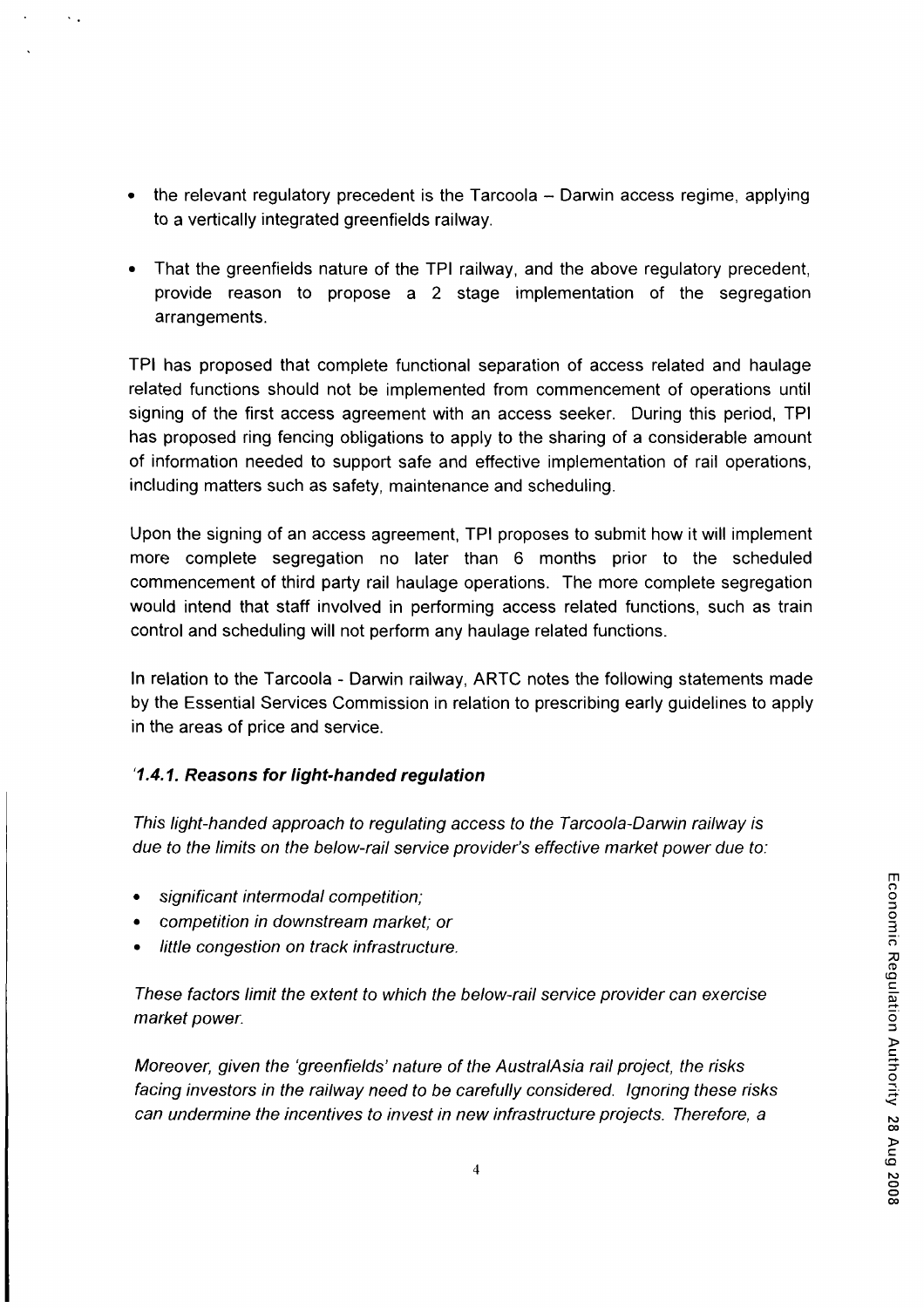- the relevant regulatory precedent is the Tarcoola – Darwin access regime, applying to a vertically integrated greenfields railway.
- That the greenfields nature of the TPI railway, and the above regulatory precedent, provide reason to propose a 2 stage implementation of the segregation arrangements.

TPI has proposed that complete functional separation of access related and haulage related functions should not be implemented from commencement of operations until signing of the first access agreement with an access seeker. During this period, TPI has proposed ring fencing obligations to apply to the sharing of a considerable amount of information needed to support safe and effective implementation of rail operations, including matters such as safety, maintenance and scheduling.

Upon the signing of an access agreement, TPI proposes to submit how it will implement more complete segregation no later than 6 months prior to the scheduled commencement of third party rail haulage operations. The more complete segregation would intend that staff involved in performing access related functions, such as train control and scheduling will not perform any haulage related functions.

In relation to the Tarcoola - Darwin railway, ARTC notes the following statements made by the Essential Services Commission in relation to prescribing early guidelines to apply in the areas of price and service.

*'**1.4.1. Reasons for light-handed regulation***

*This light-handed approach to regulating access to the Tarcoola-Darwin railway is due to the limits on the below-rail service provider's effective market power due to:*

- *significant intermodal competition;*
- *competition in downstream market; or*
- *little congestion on track infrastructure.*

*These factors limit the extent to which the below-rail service provider can exercise market power.*

*Moreover, given the 'greenfields' nature of the AustralAsia rail project, the risks facing investors in the railway need to be carefully considered. Ignoring these risks can undermine the incentives to invest in new infrastructure projects. Therefore, a*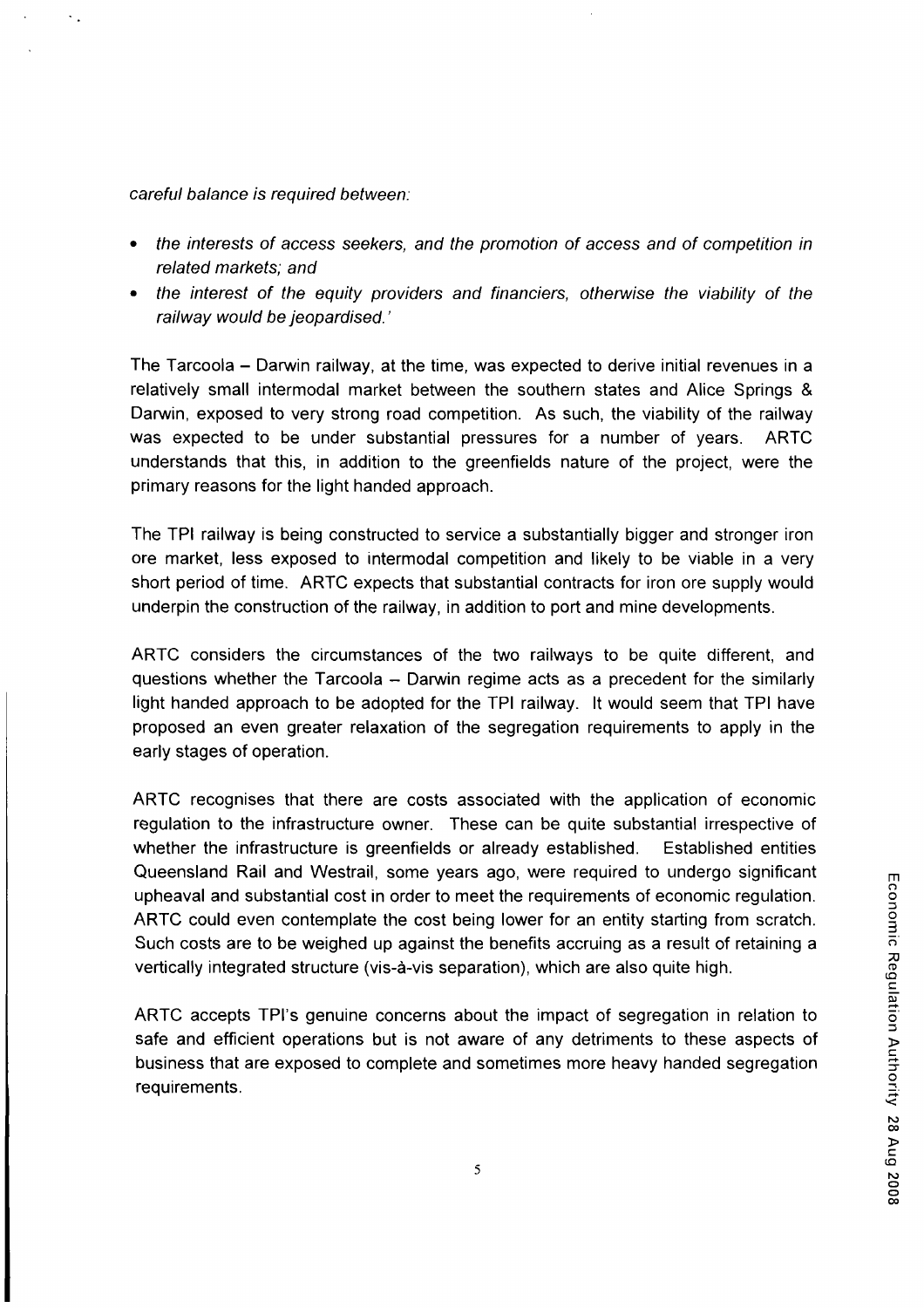*careful balance is required between:*

- *the interests of access seekers, and the promotion of access and of competition in related markets; and*
- *the interest of the equity providers and financiers, otherwise the viability of the railway would be jeopardised.'*

The Tarcoola – Darwin railway, at the time, was expected to derive initial revenues in a relatively small intermodal market between the southern states and Alice Springs & Darwin, exposed to very strong road competition. As such, the viability of the railway was expected to be under substantial pressures for a number of years. ARTC understands that this, in addition to the greenfields nature of the project, were the primary reasons for the light handed approach.

The TPI railway is being constructed to service a substantially bigger and stronger iron ore market, less exposed to intermodal competition and likely to be viable in a very short period of time. ARTC expects that substantial contracts for iron ore supply would underpin the construction of the railway, in addition to port and mine developments.

ARTC considers the circumstances of the two railways to be quite different, and questions whether the Tarcoola – Darwin regime acts as a precedent for the similarly light handed approach to be adopted for the TPI railway. It would seem that TPI have proposed an even greater relaxation of the segregation requirements to apply in the early stages of operation.

ARTC recognises that there are costs associated with the application of economic regulation to the infrastructure owner. These can be quite substantial irrespective of whether the infrastructure is greenfields or already established. Established entities Queensland Rail and Westrail, some years ago, were required to undergo significant upheaval and substantial cost in order to meet the requirements of economic regulation. ARTC could even contemplate the cost being lower for an entity starting from scratch. Such costs are to be weighed up against the benefits accruing as a result of retaining a vertically integrated structure (vis-à-vis separation), which are also quite high.

ARTC accepts TPI's genuine concerns about the impact of segregation in relation to safe and efficient operations but is not aware of any detriments to these aspects of business that are exposed to complete and sometimes more heavy handed segregation requirements.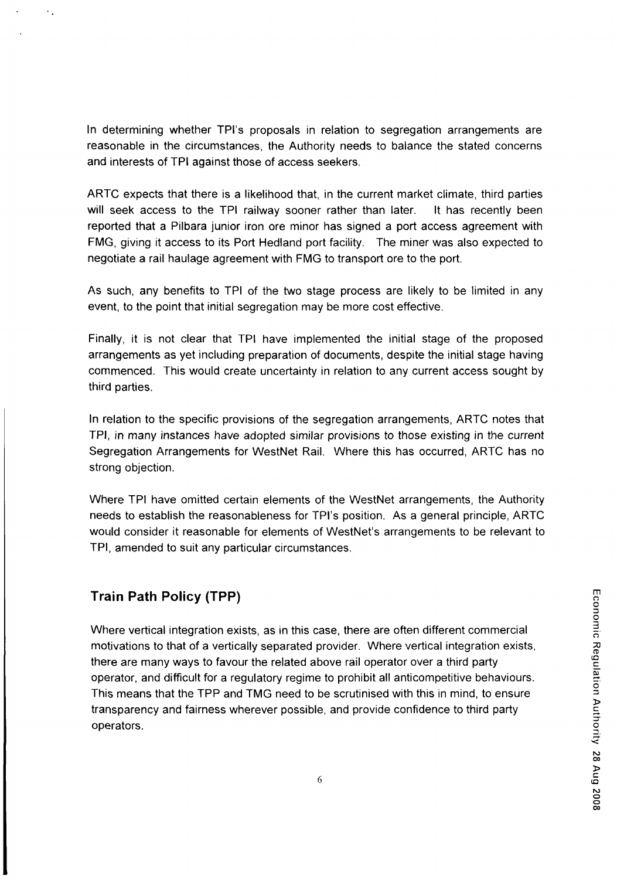In determining whether TPI's proposals in relation to segregation arrangements are reasonable in the circumstances, the Authority needs to balance the stated concerns and interests of TPI against those of access seekers.

ARTC expects that there is a likelihood that, in the current market climate, third parties will seek access to the TPI railway sooner rather than later. It has recently been reported that a Pilbara junior iron ore minor has signed a port access agreement with FMG, giving it access to its Port Hedland port facility. The miner was also expected to negotiate a rail haulage agreement with FMG to transport ore to the port.

As such, any benefits to TPI of the two stage process are likely to be limited in any event, to the point that initial segregation may be more cost effective.

Finally, it is not clear that TPI have implemented the initial stage of the proposed arrangements as yet including preparation of documents, despite the initial stage having commenced. This would create uncertainty in relation to any current access sought by third parties.

In relation to the specific provisions of the segregation arrangements, ARTC notes that TPI, in many instances have adopted similar provisions to those existing in the current Segregation Arrangements for WestNet Rail. Where this has occurred, ARTC has no strong objection.

Where TPI have omitted certain elements of the WestNet arrangements, the Authority needs to establish the reasonableness for TPI's position. As a general principle, ARTC would consider it reasonable for elements of WestNet's arrangements to be relevant to TPI, amended to suit any particular circumstances.

## Train Path Policy (TPP)

Where vertical integration exists, as in this case, there are often different commercial motivations to that of a vertically separated provider. Where vertical integration exists, there are many ways to favour the related above rail operator over a third party operator, and difficult for a regulatory regime to prohibit all anticompetitive behaviours. This means that the TPP and TMG need to be scrutinised with this in mind, to ensure transparency and fairness wherever possible, and provide confidence to third party operators.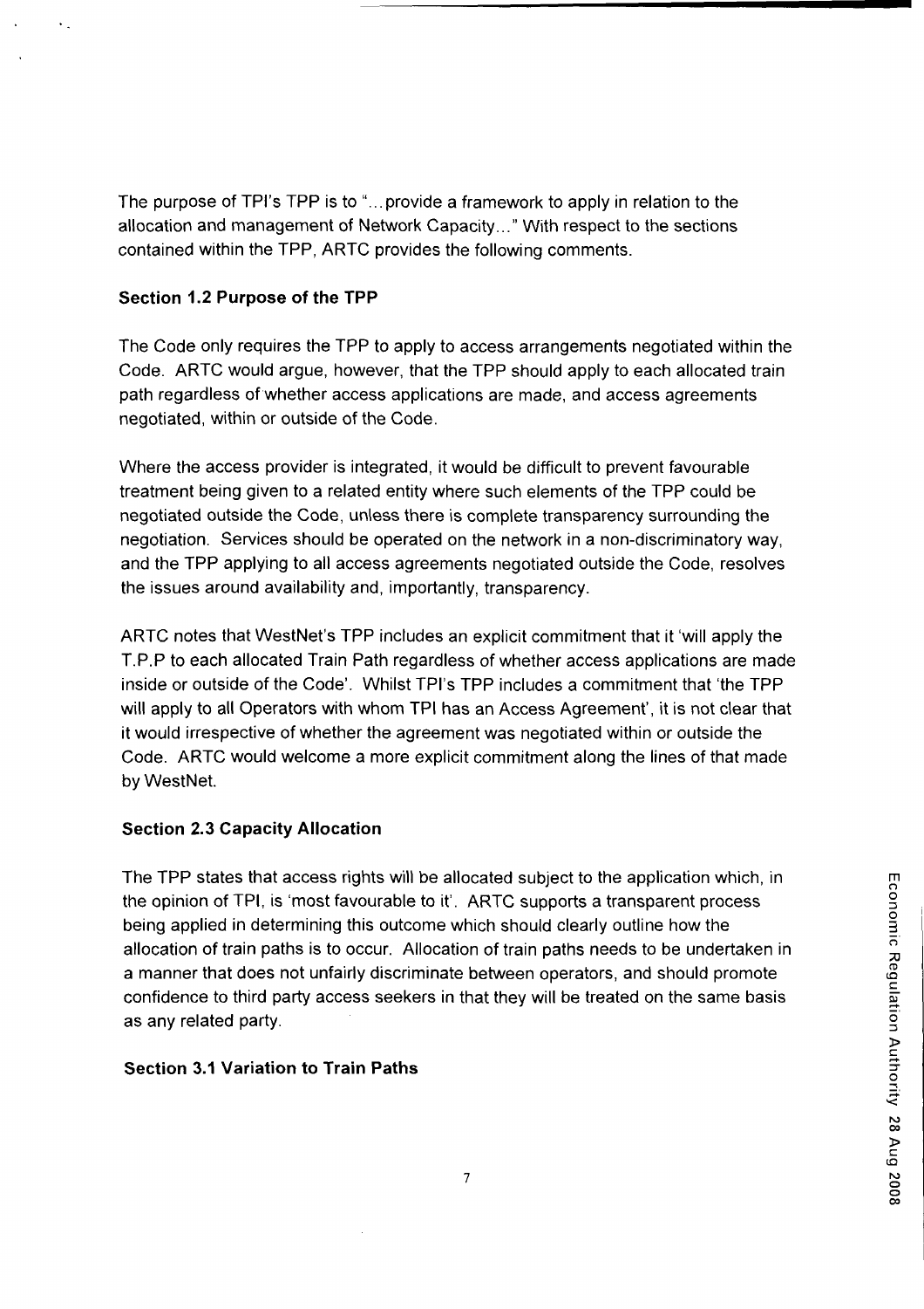The purpose of TPI's TPP is to "...provide a framework to apply in relation to the allocation and management of Network Capacity..." With respect to the sections contained within the TPP, ARTC provides the following comments.

**Section 1.2 Purpose of the TPP**

The Code only requires the TPP to apply to access arrangements negotiated within the Code. ARTC would argue, however, that the TPP should apply to each allocated train path regardless of whether access applications are made, and access agreements negotiated, within or outside of the Code.

Where the access provider is integrated, it would be difficult to prevent favourable treatment being given to a related entity where such elements of the TPP could be negotiated outside the Code, unless there is complete transparency surrounding the negotiation. Services should be operated on the network in a non-discriminatory way, and the TPP applying to all access agreements negotiated outside the Code, resolves the issues around availability and, importantly, transparency.

ARTC notes that WestNet's TPP includes an explicit commitment that it 'will apply the T.P.P to each allocated Train Path regardless of whether access applications are made inside or outside of the Code'. Whilst TPI's TPP includes a commitment that 'the TPP will apply to all Operators with whom TPI has an Access Agreement', it is not clear that it would irrespective of whether the agreement was negotiated within or outside the Code. ARTC would welcome a more explicit commitment along the lines of that made by WestNet.

**Section 2.3 Capacity Allocation**

The TPP states that access rights will be allocated subject to the application which, in the opinion of TPI, is 'most favourable to it'. ARTC supports a transparent process being applied in determining this outcome which should clearly outline how the allocation of train paths is to occur. Allocation of train paths needs to be undertaken in a manner that does not unfairly discriminate between operators, and should promote confidence to third party access seekers in that they will be treated on the same basis as any related party.

**Section 3.1 Variation to Train Paths**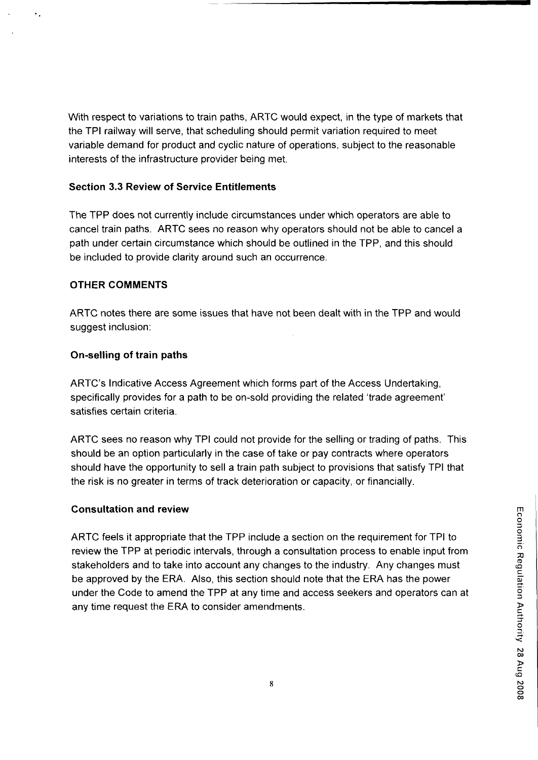With respect to variations to train paths, ARTC would expect, in the type of markets that the TPI railway will serve, that scheduling should permit variation required to meet variable demand for product and cyclic nature of operations, subject to the reasonable interests of the infrastructure provider being met.

### Section 3.3 Review of Service Entitlements

The TPP does not currently include circumstances under which operators are able to cancel train paths. ARTC sees no reason why operators should not be able to cancel a path under certain circumstance which should be outlined in the TPP, and this should be included to provide clarity around such an occurrence.

### OTHER COMMENTS

ARTC notes there are some issues that have not been dealt with in the TPP and would suggest inclusion:

### On-selling of train paths

ARTC's Indicative Access Agreement which forms part of the Access Undertaking, specifically provides for a path to be on-sold providing the related 'trade agreement' satisfies certain criteria.

ARTC sees no reason why TPI could not provide for the selling or trading of paths. This should be an option particularly in the case of take or pay contracts where operators should have the opportunity to sell a train path subject to provisions that satisfy TPI that the risk is no greater in terms of track deterioration or capacity, or financially.

### Consultation and review

ARTC feels it appropriate that the TPP include a section on the requirement for TPI to review the TPP at periodic intervals, through a consultation process to enable input from stakeholders and to take into account any changes to the industry. Any changes must be approved by the ERA. Also, this section should note that the ERA has the power under the Code to amend the TPP at any time and access seekers and operators can at any time request the ERA to consider amendments.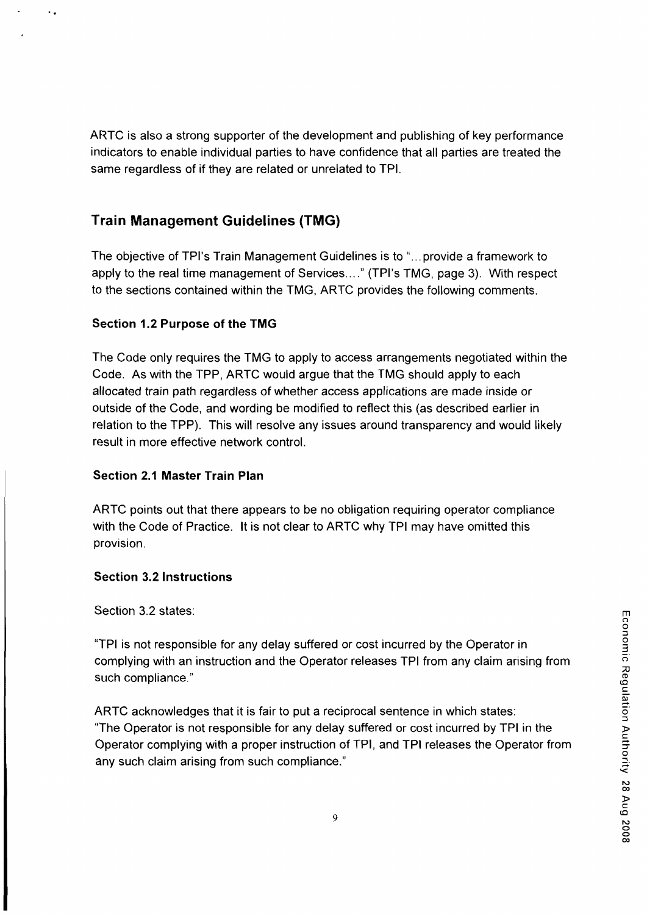ARTC is also a strong supporter of the development and publishing of key performance indicators to enable individual parties to have confidence that all parties are treated the same regardless of if they are related or unrelated to TPI.

## Train Management Guidelines (TMG)

The objective of TPI's Train Management Guidelines is to "...provide a framework to apply to the real time management of Services...." (TPI's TMG, page 3). With respect to the sections contained within the TMG, ARTC provides the following comments.

### Section 1.2 Purpose of the TMG

The Code only requires the TMG to apply to access arrangements negotiated within the Code. As with the TPP, ARTC would argue that the TMG should apply to each allocated train path regardless of whether access applications are made inside or outside of the Code, and wording be modified to reflect this (as described earlier in relation to the TPP). This will resolve any issues around transparency and would likely result in more effective network control.

### Section 2.1 Master Train Plan

ARTC points out that there appears to be no obligation requiring operator compliance with the Code of Practice. It is not clear to ARTC why TPI may have omitted this provision.

### Section 3.2 Instructions

Section 3.2 states:

"TPI is not responsible for any delay suffered or cost incurred by the Operator in complying with an instruction and the Operator releases TPI from any claim arising from such compliance."

ARTC acknowledges that it is fair to put a reciprocal sentence in which states: "The Operator is not responsible for any delay suffered or cost incurred by TPI in the Operator complying with a proper instruction of TPI, and TPI releases the Operator from any such claim arising from such compliance."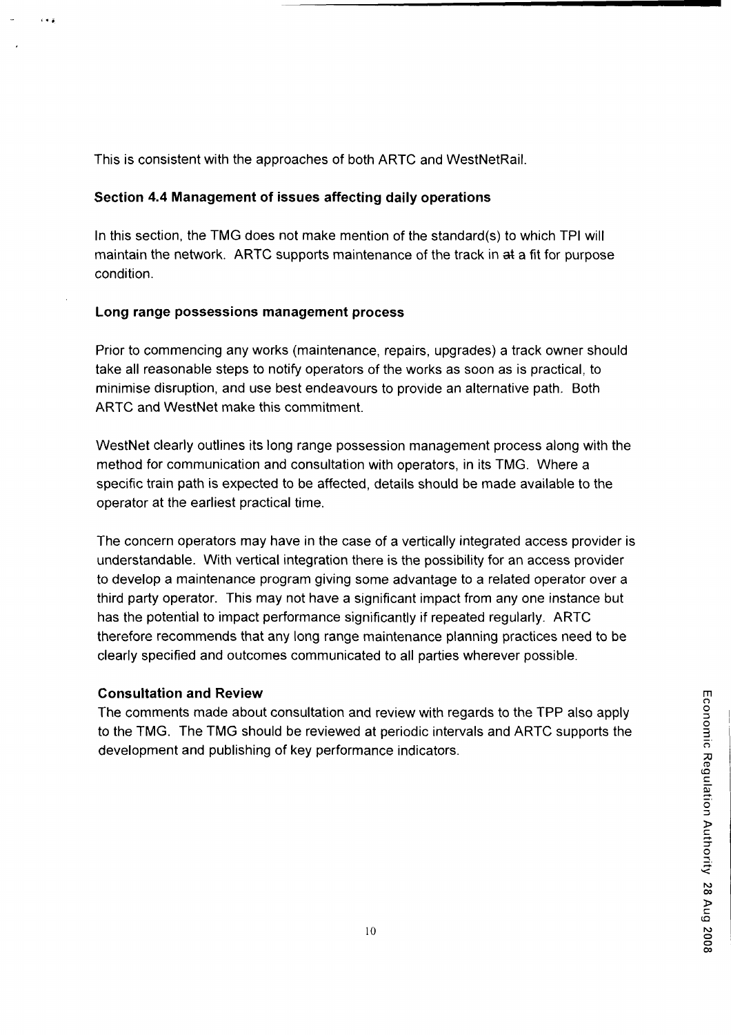This is consistent with the approaches of both ARTC and WestNetRail.

**Section 4.4 Management of issues affecting daily operations**

In this section, the TMG does not make mention of the standard(s) to which TPI will maintain the network. ARTC supports maintenance of the track in ~~at~~ a fit for purpose condition.

**Long range possessions management process**

Prior to commencing any works (maintenance, repairs, upgrades) a track owner should take all reasonable steps to notify operators of the works as soon as is practical, to minimise disruption, and use best endeavours to provide an alternative path. Both ARTC and WestNet make this commitment.

WestNet clearly outlines its long range possession management process along with the method for communication and consultation with operators, in its TMG. Where a specific train path is expected to be affected, details should be made available to the operator at the earliest practical time.

The concern operators may have in the case of a vertically integrated access provider is understandable. With vertical integration there is the possibility for an access provider to develop a maintenance program giving some advantage to a related operator over a third party operator. This may not have a significant impact from any one instance but has the potential to impact performance significantly if repeated regularly. ARTC therefore recommends that any long range maintenance planning practices need to be clearly specified and outcomes communicated to all parties wherever possible.

**Consultation and Review**

The comments made about consultation and review with regards to the TPP also apply to the TMG. The TMG should be reviewed at periodic intervals and ARTC supports the development and publishing of key performance indicators.